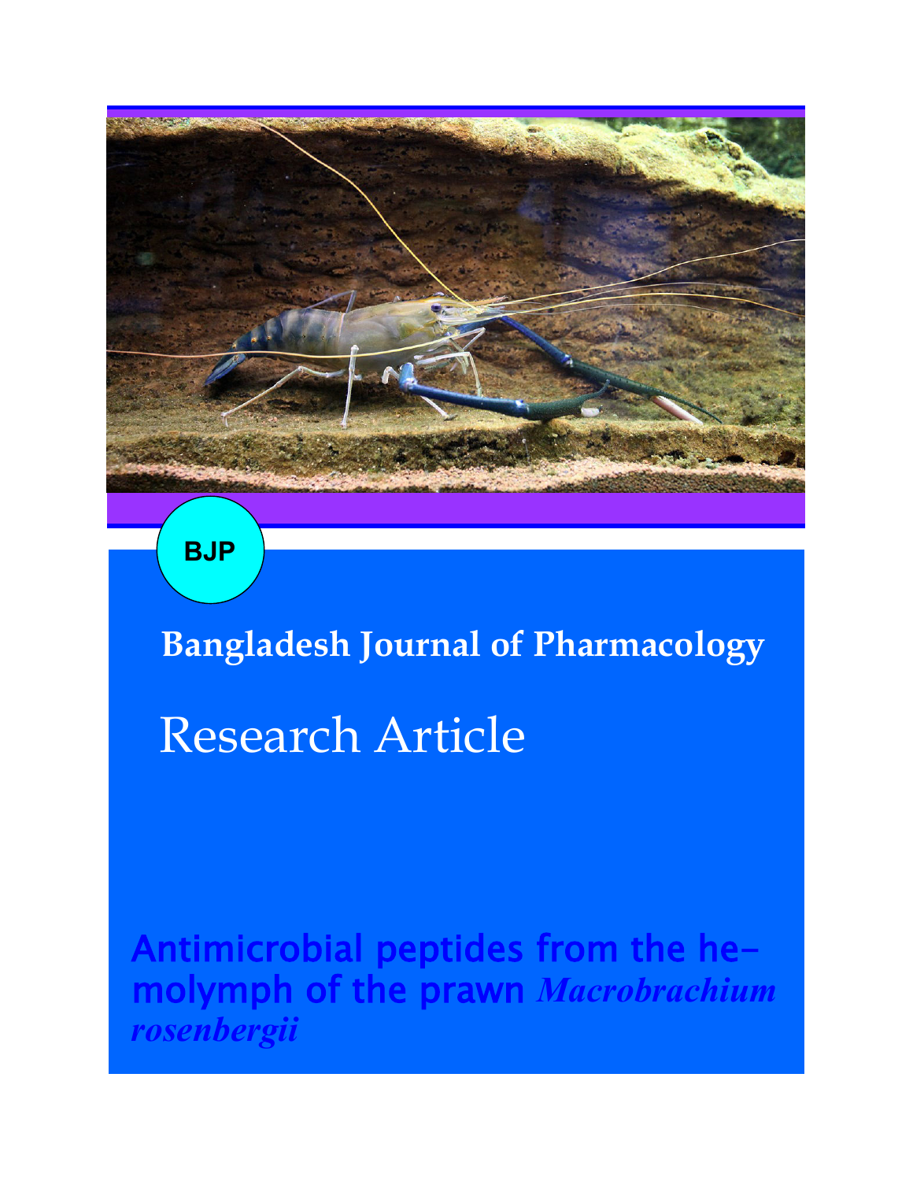BJP

**Bangladesh Journal of Pharmacology**

# Research Article

## Antimicrobial peptides from the hemolymph of the prawn *Macrobrachium rosenbergii*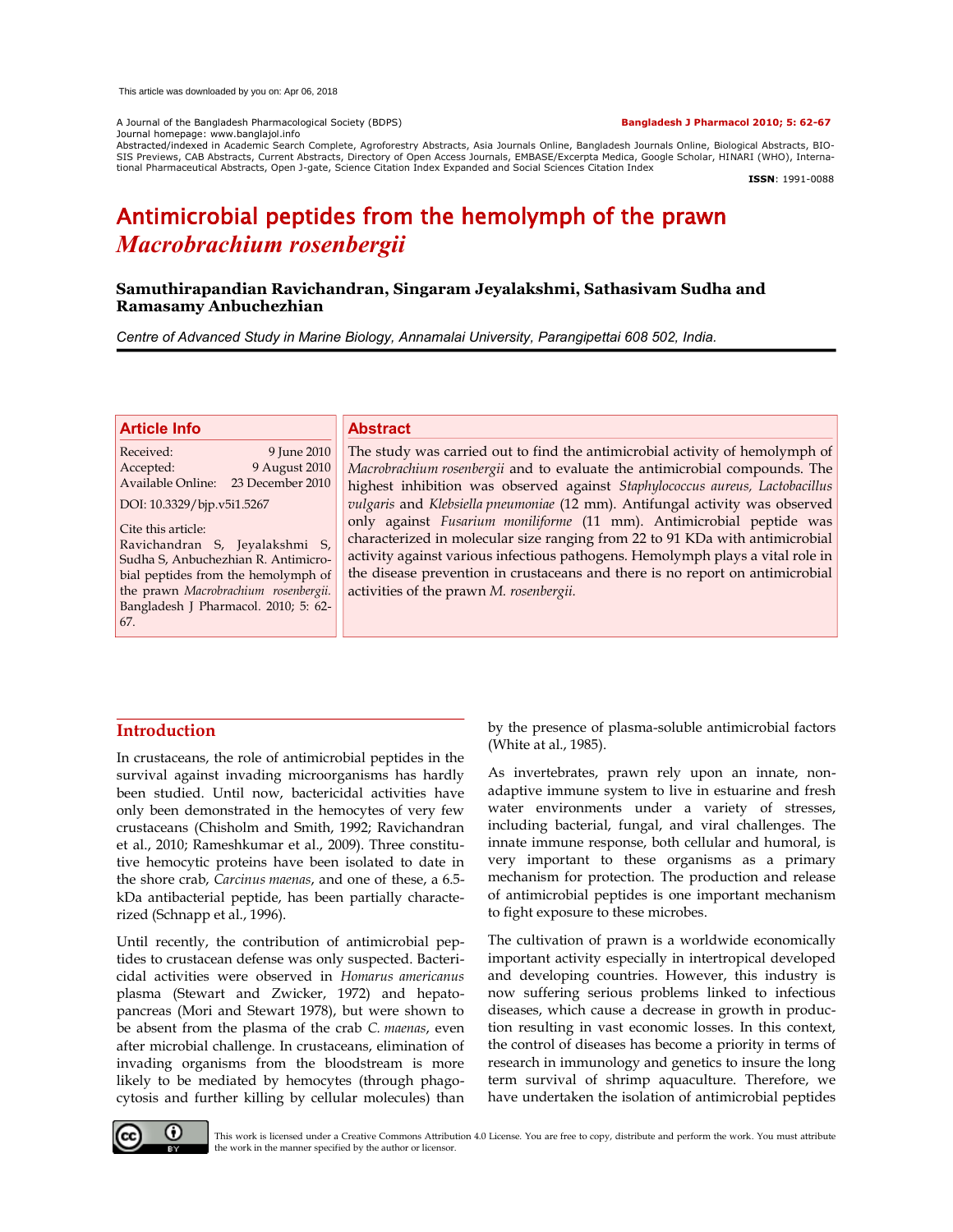# Antimicrobial peptides from the hemolymph of the prawn *Macrobrachium rosenbergii*

**Samuthirapandian Ravichandran, Singaram Jeyalakshmi, Sathasivam Sudha and Ramasamy Anbuchezhian**

*Centre of Advanced Study in Marine Biology, Annamalai University, Parangipettai 608 502, India.*

## Article Info

Received: 9 June 2010
Accepted: 9 August 2010
Available Online: 23 December 2010

DOI: 10.3329/bjp.v5i1.5267

Cite this article:
Ravichandran S, Jeyalakshmi S, Sudha S, Anbuchezhian R. Antimicrobial peptides from the hemolymph of the prawn *Macrobrachium rosenbergii*. Bangladesh J Pharmacol. 2010; 5: 62-67.

## Abstract

The study was carried out to find the antimicrobial activity of hemolymph of *Macrobrachium rosenbergii* and to evaluate the antimicrobial compounds. The highest inhibition was observed against *Staphylococcus aureus, Lactobacillus vulgaris* and *Klebsiella pneumoniae* (12 mm). Antifungal activity was observed only against *Fusarium moniliforme* (11 mm). Antimicrobial peptide was characterized in molecular size ranging from 22 to 91 KDa with antimicrobial activity against various infectious pathogens. Hemolymph plays a vital role in the disease prevention in crustaceans and there is no report on antimicrobial activities of the prawn *M. rosenbergii.*

## Introduction

In crustaceans, the role of antimicrobial peptides in the survival against invading microorganisms has hardly been studied. Until now, bactericidal activities have only been demonstrated in the hemocytes of very few crustaceans (Chisholm and Smith, 1992; Ravichandran et al., 2010; Rameshkumar et al., 2009). Three constitutive hemocytic proteins have been isolated to date in the shore crab, *Carcinus maenas*, and one of these, a 6.5-kDa antibacterial peptide, has been partially characterized (Schnapp et al., 1996).

Until recently, the contribution of antimicrobial peptides to crustacean defense was only suspected. Bactericidal activities were observed in *Homarus americanus* plasma (Stewart and Zwicker, 1972) and hepatopancreas (Mori and Stewart 1978), but were shown to be absent from the plasma of the crab *C. maenas*, even after microbial challenge. In crustaceans, elimination of invading organisms from the bloodstream is more likely to be mediated by hemocytes (through phagocytosis and further killing by cellular molecules) than by the presence of plasma-soluble antimicrobial factors (White at al., 1985).

As invertebrates, prawn rely upon an innate, non-adaptive immune system to live in estuarine and fresh water environments under a variety of stresses, including bacterial, fungal, and viral challenges. The innate immune response, both cellular and humoral, is very important to these organisms as a primary mechanism for protection. The production and release of antimicrobial peptides is one important mechanism to fight exposure to these microbes.

The cultivation of prawn is a worldwide economically important activity especially in intertropical developed and developing countries. However, this industry is now suffering serious problems linked to infectious diseases, which cause a decrease in growth in production resulting in vast economic losses. In this context, the control of diseases has become a priority in terms of research in immunology and genetics to insure the long term survival of shrimp aquaculture. Therefore, we have undertaken the isolation of antimicrobial peptides

This work is licensed under a Creative Commons Attribution 4.0 License. You are free to copy, distribute and perform the work. You must attribute the work in the manner specified by the author or licensor.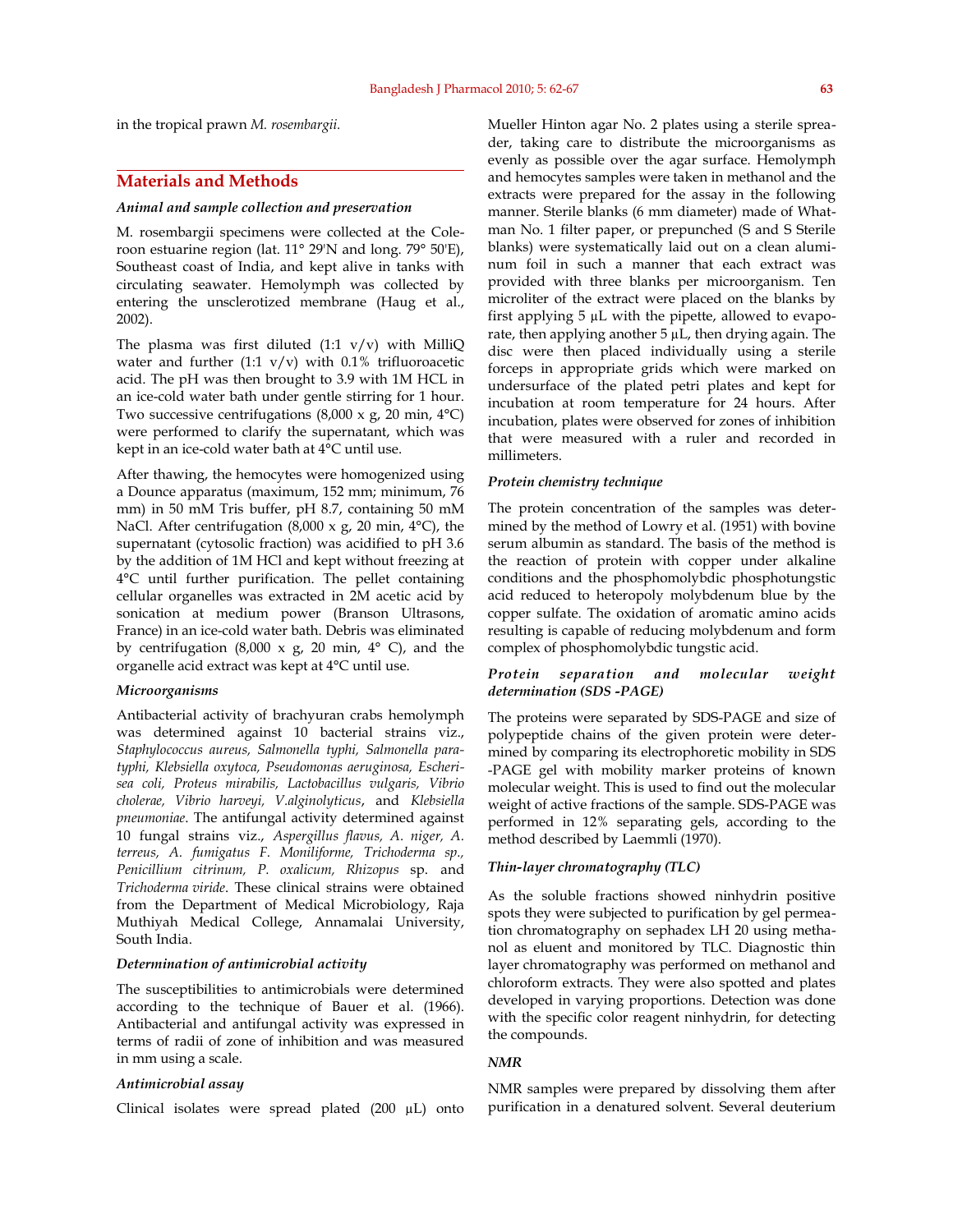in the tropical prawn *M. rosembargii.*

## Materials and Methods

### *Animal and sample collection and preservation*

M. rosembargii specimens were collected at the Coleroon estuarine region (lat. 11° 29'N and long. 79° 50'E), Southeast coast of India, and kept alive in tanks with circulating seawater. Hemolymph was collected by entering the unsclerotized membrane (Haug et al., 2002).

The plasma was first diluted (1:1 v/v) with MilliQ water and further (1:1 v/v) with 0.1% trifluoroacetic acid. The pH was then brought to 3.9 with 1M HCL in an ice-cold water bath under gentle stirring for 1 hour. Two successive centrifugations (8,000 x g, 20 min, 4°C) were performed to clarify the supernatant, which was kept in an ice-cold water bath at 4°C until use.

After thawing, the hemocytes were homogenized using a Dounce apparatus (maximum, 152 mm; minimum, 76 mm) in 50 mM Tris buffer, pH 8.7, containing 50 mM NaCl. After centrifugation (8,000 x g, 20 min, 4°C), the supernatant (cytosolic fraction) was acidified to pH 3.6 by the addition of 1M HCl and kept without freezing at 4°C until further purification. The pellet containing cellular organelles was extracted in 2M acetic acid by sonication at medium power (Branson Ultrasons, France) in an ice-cold water bath. Debris was eliminated by centrifugation (8,000 x g, 20 min, 4° C), and the organelle acid extract was kept at 4°C until use.

### *Microorganisms*

Antibacterial activity of brachyuran crabs hemolymph was determined against 10 bacterial strains viz., *Staphylococcus aureus, Salmonella typhi, Salmonella paratyphi, Klebsiella oxytoca, Pseudomonas aeruginosa, Escherisea coli, Proteus mirabilis, Lactobacillus vulgaris, Vibrio cholerae, Vibrio harveyi, V.alginolyticus*, and *Klebsiella pneumoniae*. The antifungal activity determined against 10 fungal strains viz., *Aspergillus flavus, A. niger, A. terreus, A. fumigatus F. Moniliforme, Trichoderma sp., Penicillium citrinum, P. oxalicum, Rhizopus* sp. and *Trichoderma viride*. These clinical strains were obtained from the Department of Medical Microbiology, Raja Muthiyah Medical College, Annamalai University, South India.

### *Determination of antimicrobial activity*

The susceptibilities to antimicrobials were determined according to the technique of Bauer et al. (1966). Antibacterial and antifungal activity was expressed in terms of radii of zone of inhibition and was measured in mm using a scale.

### *Antimicrobial assay*

Clinical isolates were spread plated (200 µL) onto Mueller Hinton agar No. 2 plates using a sterile spreader, taking care to distribute the microorganisms as evenly as possible over the agar surface. Hemolymph and hemocytes samples were taken in methanol and the extracts were prepared for the assay in the following manner. Sterile blanks (6 mm diameter) made of Whatman No. 1 filter paper, or prepunched (S and S Sterile blanks) were systematically laid out on a clean aluminum foil in such a manner that each extract was provided with three blanks per microorganism. Ten microliter of the extract were placed on the blanks by first applying 5 µL with the pipette, allowed to evaporate, then applying another 5 µL, then drying again. The disc were then placed individually using a sterile forceps in appropriate grids which were marked on undersurface of the plated petri plates and kept for incubation at room temperature for 24 hours. After incubation, plates were observed for zones of inhibition that were measured with a ruler and recorded in millimeters.

### *Protein chemistry technique*

The protein concentration of the samples was determined by the method of Lowry et al. (1951) with bovine serum albumin as standard. The basis of the method is the reaction of protein with copper under alkaline conditions and the phosphomolybdic phosphotungstic acid reduced to heteropoly molybdenum blue by the copper sulfate. The oxidation of aromatic amino acids resulting is capable of reducing molybdenum and form complex of phosphomolybdic tungstic acid.

### *Protein separation and molecular weight determination (SDS -PAGE)*

The proteins were separated by SDS-PAGE and size of polypeptide chains of the given protein were determined by comparing its electrophoretic mobility in SDS -PAGE gel with mobility marker proteins of known molecular weight. This is used to find out the molecular weight of active fractions of the sample. SDS-PAGE was performed in 12% separating gels, according to the method described by Laemmli (1970).

### *Thin-layer chromatography (TLC)*

As the soluble fractions showed ninhydrin positive spots they were subjected to purification by gel permeation chromatography on sephadex LH 20 using methanol as eluent and monitored by TLC. Diagnostic thin layer chromatography was performed on methanol and chloroform extracts. They were also spotted and plates developed in varying proportions. Detection was done with the specific color reagent ninhydrin, for detecting the compounds.

### *NMR*

NMR samples were prepared by dissolving them after purification in a denatured solvent. Several deuterium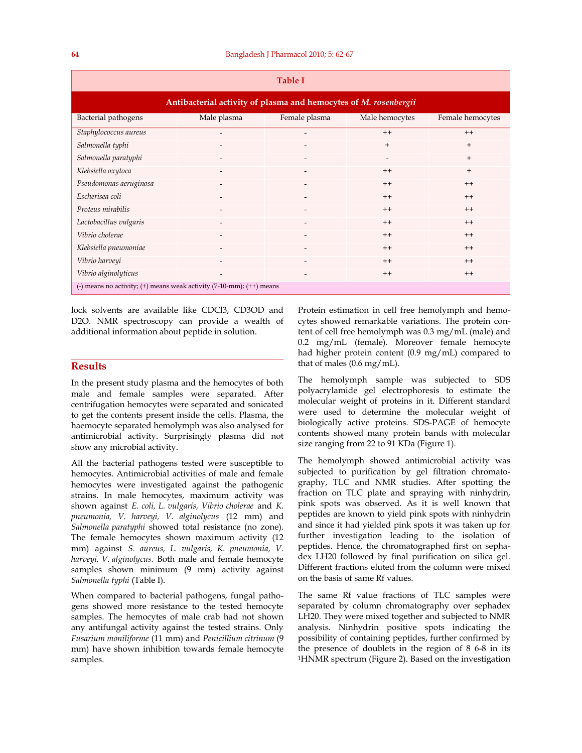**Table I**

**Antibacterial activity of plasma and hemocytes of *M. rosenbergii***

| Bacterial pathogens | Male plasma | Female plasma | Male hemocytes | Female hemocytes |
|---|---|---|---|---|
| *Staphylococcus aureus* | - | - | ++ | ++ |
| *Salmonella typhi* | - | - | + | + |
| *Salmonella paratyphi* | - | - | - | + |
| *Klebsiella oxytoca* | - | - | ++ | + |
| *Pseudomonas aeruginosa* | - | - | ++ | ++ |
| *Escherisea coli* | - | - | ++ | ++ |
| *Proteus mirabilis* | - | - | ++ | ++ |
| *Lactobacillus vulgaris* | - | - | ++ | ++ |
| *Vibrio cholerae* | - | - | ++ | ++ |
| *Klebsiella pneumoniae* | - | - | ++ | ++ |
| *Vibrio harveyi* | - | - | ++ | ++ |
| *Vibrio alginolyticus* | - | - | ++ | ++ |

(-) means no activity; (+) means weak activity (7-10-mm); (++) means

lock solvents are available like CDCl3, CD3OD and D2O. NMR spectroscopy can provide a wealth of additional information about peptide in solution.

## Results

In the present study plasma and the hemocytes of both male and female samples were separated. After centrifugation hemocytes were separated and sonicated to get the contents present inside the cells. Plasma, the haemocyte separated hemolymph was also analysed for antimicrobial activity. Surprisingly plasma did not show any microbial activity.

All the bacterial pathogens tested were susceptible to hemocytes. Antimicrobial activities of male and female hemocytes were investigated against the pathogenic strains. In male hemocytes, maximum activity was shown against *E. coli, L. vulgaris, Vibrio cholerae* and *K. pneumonia, V. harveyi, V. alginolycus* (12 mm) and *Salmonella paratyphi* showed total resistance (no zone). The female hemocytes shown maximum activity (12 mm) against *S. aureus, L. vulgaris, K. pneumonia, V. harveyi, V. alginolycus.* Both male and female hemocyte samples shown minimum (9 mm) activity against *Salmonella typhi* (Table I).

When compared to bacterial pathogens, fungal pathogens showed more resistance to the tested hemocyte samples. The hemocytes of male crab had not shown any antifungal activity against the tested strains. Only *Fusarium moniliforme* (11 mm) and *Penicillium citrinum* (9 mm) have shown inhibition towards female hemocyte samples.

Protein estimation in cell free hemolymph and hemocytes showed remarkable variations. The protein content of cell free hemolymph was 0.3 mg/mL (male) and 0.2 mg/mL (female). Moreover female hemocyte had higher protein content (0.9 mg/mL) compared to that of males (0.6 mg/mL).

The hemolymph sample was subjected to SDS polyacrylamide gel electrophoresis to estimate the molecular weight of proteins in it. Different standard were used to determine the molecular weight of biologically active proteins. SDS-PAGE of hemocyte contents showed many protein bands with molecular size ranging from 22 to 91 KDa (Figure 1).

The hemolymph showed antimicrobial activity was subjected to purification by gel filtration chromatography, TLC and NMR studies. After spotting the fraction on TLC plate and spraying with ninhydrin, pink spots was observed. As it is well known that peptides are known to yield pink spots with ninhydrin and since it had yielded pink spots it was taken up for further investigation leading to the isolation of peptides. Hence, the chromatographed first on sephadex LH20 followed by final purification on silica gel. Different fractions eluted from the column were mixed on the basis of same Rf values.

The same Rf value fractions of TLC samples were separated by column chromatography over sephadex LH20. They were mixed together and subjected to NMR analysis. Ninhydrin positive spots indicating the possibility of containing peptides, further confirmed by the presence of doublets in the region of 8 6-8 in its $^{1}$HNMR spectrum (Figure 2). Based on the investigation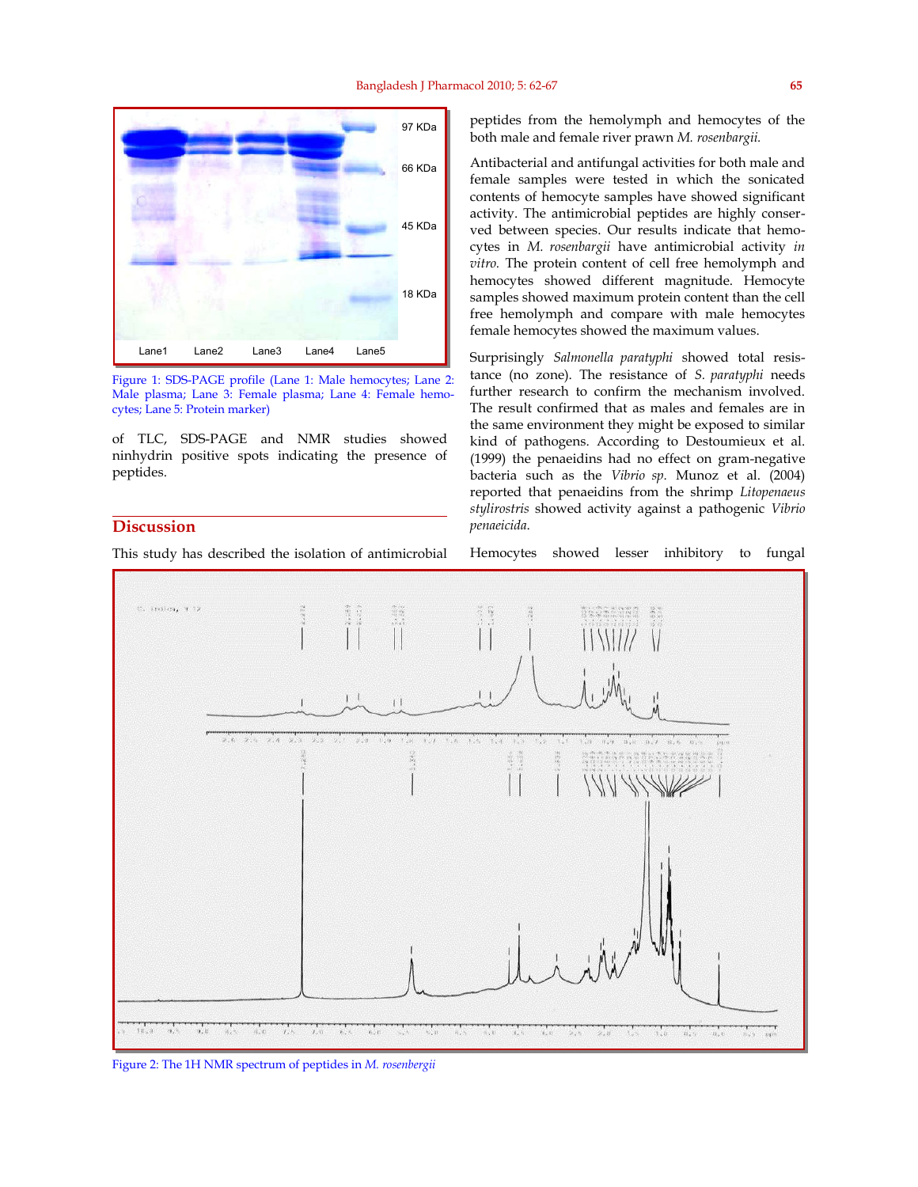Figure 1: SDS-PAGE profile (Lane 1: Male hemocytes; Lane 2: Male plasma; Lane 3: Female plasma; Lane 4: Female hemocytes; Lane 5: Protein marker)

of TLC, SDS-PAGE and NMR studies showed ninhydrin positive spots indicating the presence of peptides.

## Discussion

This study has described the isolation of antimicrobial peptides from the hemolymph and hemocytes of the both male and female river prawn *M. rosenbargii.*

Antibacterial and antifungal activities for both male and female samples were tested in which the sonicated contents of hemocyte samples have showed significant activity. The antimicrobial peptides are highly conserved between species. Our results indicate that hemocytes in *M. rosenbargii* have antimicrobial activity *in vitro*. The protein content of cell free hemolymph and hemocytes showed different magnitude. Hemocyte samples showed maximum protein content than the cell free hemolymph and compare with male hemocytes female hemocytes showed the maximum values.

Surprisingly *Salmonella paratyphi* showed total resistance (no zone). The resistance of *S. paratyphi* needs further research to confirm the mechanism involved. The result confirmed that as males and females are in the same environment they might be exposed to similar kind of pathogens. According to Destoumieux et al. (1999) the penaeidins had no effect on gram-negative bacteria such as the *Vibrio sp.* Munoz et al. (2004) reported that penaeidins from the shrimp *Litopenaeus stylirostris* showed activity against a pathogenic *Vibrio penaeicida*.

Hemocytes showed lesser inhibitory to fungal

Figure 2: The 1H NMR spectrum of peptides in *M. rosenbergii*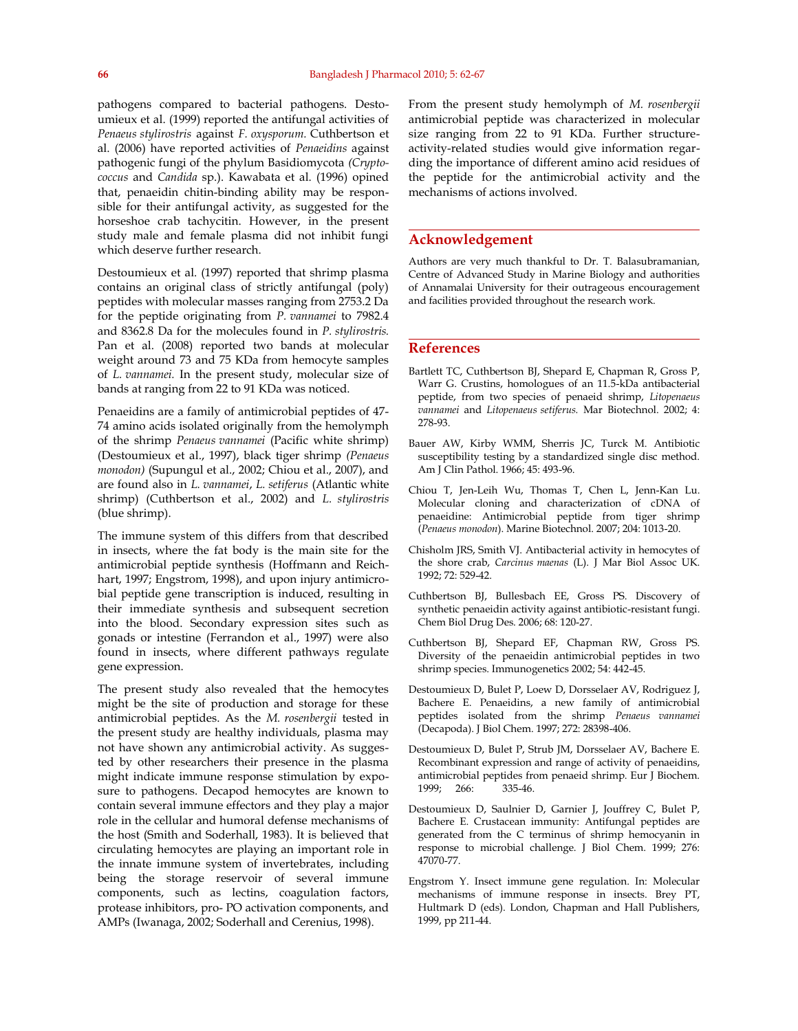pathogens compared to bacterial pathogens. Destoumieux et al. (1999) reported the antifungal activities of *Penaeus stylirostris* against *F. oxysporum.* Cuthbertson et al. (2006) have reported activities of *Penaeidins* against pathogenic fungi of the phylum Basidiomycota *(Cryptococcus* and *Candida* sp.). Kawabata et al. (1996) opined that, penaeidin chitin-binding ability may be responsible for their antifungal activity, as suggested for the horseshoe crab tachycitin. However, in the present study male and female plasma did not inhibit fungi which deserve further research.

Destoumieux et al. (1997) reported that shrimp plasma contains an original class of strictly antifungal (poly) peptides with molecular masses ranging from 2753.2 Da for the peptide originating from *P. vannamei* to 7982.4 and 8362.8 Da for the molecules found in *P. stylirostris.* Pan et al. (2008) reported two bands at molecular weight around 73 and 75 KDa from hemocyte samples of *L. vannamei.* In the present study, molecular size of bands at ranging from 22 to 91 KDa was noticed.

Penaeidins are a family of antimicrobial peptides of 47-74 amino acids isolated originally from the hemolymph of the shrimp *Penaeus vannamei* (Pacific white shrimp) (Destoumieux et al., 1997), black tiger shrimp *(Penaeus monodon)* (Supungul et al., 2002; Chiou et al., 2007), and are found also in *L. vannamei*, *L. setiferus* (Atlantic white shrimp) (Cuthbertson et al., 2002) and *L. stylirostris* (blue shrimp).

The immune system of this differs from that described in insects, where the fat body is the main site for the antimicrobial peptide synthesis (Hoffmann and Reichhart, 1997; Engstrom, 1998), and upon injury antimicrobial peptide gene transcription is induced, resulting in their immediate synthesis and subsequent secretion into the blood. Secondary expression sites such as gonads or intestine (Ferrandon et al., 1997) were also found in insects, where different pathways regulate gene expression.

The present study also revealed that the hemocytes might be the site of production and storage for these antimicrobial peptides. As the *M. rosenbergii* tested in the present study are healthy individuals, plasma may not have shown any antimicrobial activity. As suggested by other researchers their presence in the plasma might indicate immune response stimulation by exposure to pathogens. Decapod hemocytes are known to contain several immune effectors and they play a major role in the cellular and humoral defense mechanisms of the host (Smith and Soderhall, 1983). It is believed that circulating hemocytes are playing an important role in the innate immune system of invertebrates, including being the storage reservoir of several immune components, such as lectins, coagulation factors, protease inhibitors, pro- PO activation components, and AMPs (Iwanaga, 2002; Soderhall and Cerenius, 1998).

From the present study hemolymph of *M. rosenbergii* antimicrobial peptide was characterized in molecular size ranging from 22 to 91 KDa. Further structure-activity-related studies would give information regarding the importance of different amino acid residues of the peptide for the antimicrobial activity and the mechanisms of actions involved.

## Acknowledgement

Authors are very much thankful to Dr. T. Balasubramanian, Centre of Advanced Study in Marine Biology and authorities of Annamalai University for their outrageous encouragement and facilities provided throughout the research work.

## References

Bartlett TC, Cuthbertson BJ, Shepard E, Chapman R, Gross P, Warr G. Crustins, homologues of an 11.5-kDa antibacterial peptide, from two species of penaeid shrimp, *Litopenaeus vannamei* and *Litopenaeus setiferus.* Mar Biotechnol. 2002; 4: 278-93.

Bauer AW, Kirby WMM, Sherris JC, Turck M. Antibiotic susceptibility testing by a standardized single disc method. Am J Clin Pathol. 1966; 45: 493-96.

Chiou T, Jen-Leih Wu, Thomas T, Chen L, Jenn-Kan Lu. Molecular cloning and characterization of cDNA of penaeidine: Antimicrobial peptide from tiger shrimp (*Penaeus monodon*). Marine Biotechnol. 2007; 204: 1013-20.

Chisholm JRS, Smith VJ. Antibacterial activity in hemocytes of the shore crab, *Carcinus maenas* (L). J Mar Biol Assoc UK. 1992; 72: 529-42.

Cuthbertson BJ, Bullesbach EE, Gross PS. Discovery of synthetic penaeidin activity against antibiotic-resistant fungi. Chem Biol Drug Des. 2006; 68: 120-27.

Cuthbertson BJ, Shepard EF, Chapman RW, Gross PS. Diversity of the penaeidin antimicrobial peptides in two shrimp species. Immunogenetics 2002; 54: 442-45.

Destoumieux D, Bulet P, Loew D, Dorsselaer AV, Rodriguez J, Bachere E. Penaeidins, a new family of antimicrobial peptides isolated from the shrimp *Penaeus vannamei* (Decapoda). J Biol Chem. 1997; 272: 28398-406.

Destoumieux D, Bulet P, Strub JM, Dorsselaer AV, Bachere E. Recombinant expression and range of activity of penaeidins, antimicrobial peptides from penaeid shrimp. Eur J Biochem. 1999; 266: 335-46.

Destoumieux D, Saulnier D, Garnier J, Jouffrey C, Bulet P, Bachere E. Crustacean immunity: Antifungal peptides are generated from the C terminus of shrimp hemocyanin in response to microbial challenge. J Biol Chem. 1999; 276: 47070-77.

Engstrom Y. Insect immune gene regulation. In: Molecular mechanisms of immune response in insects. Brey PT, Hultmark D (eds). London, Chapman and Hall Publishers, 1999, pp 211-44.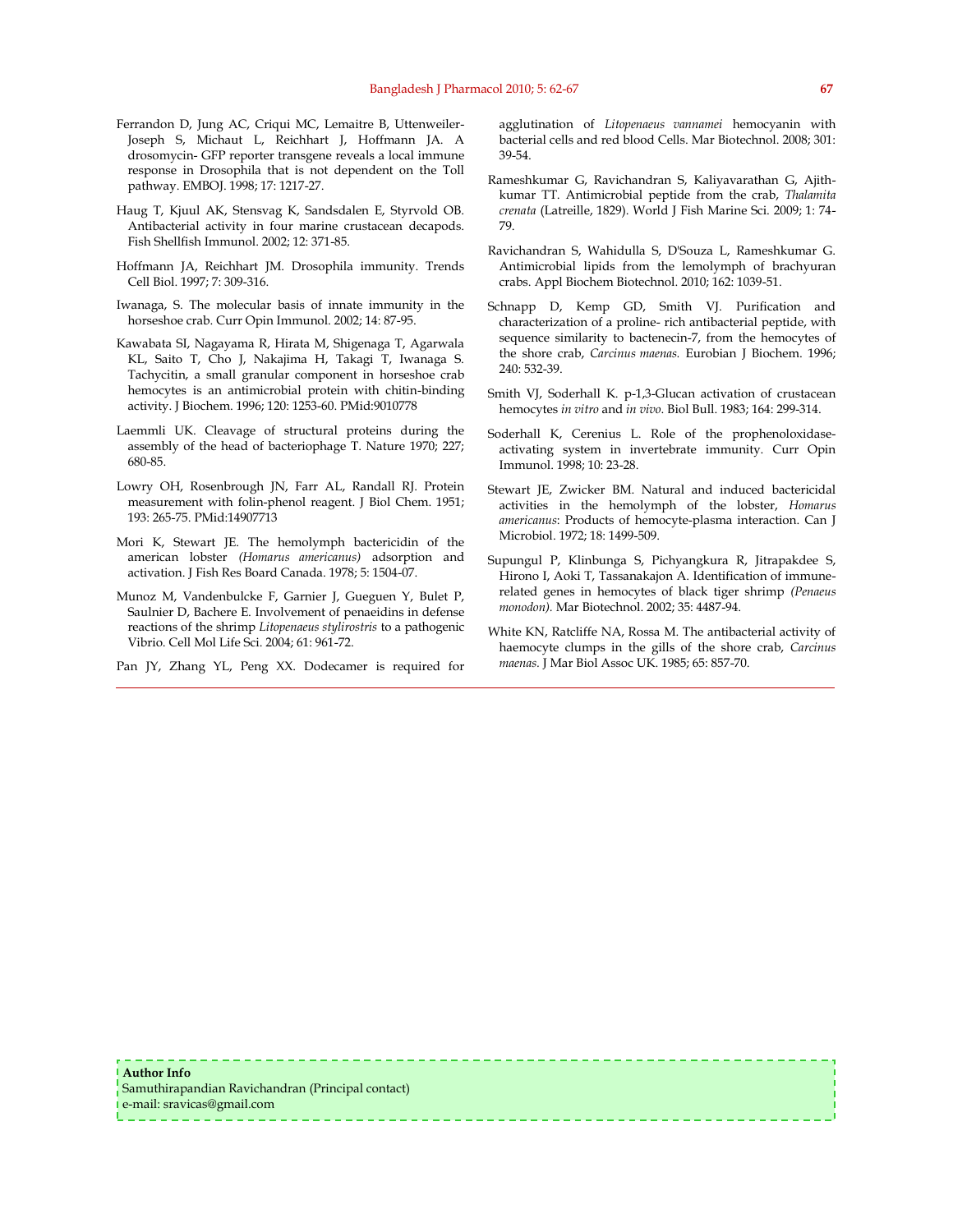Ferrandon D, Jung AC, Criqui MC, Lemaitre B, Uttenweiler-Joseph S, Michaut L, Reichhart J, Hoffmann JA. A drosomycin- GFP reporter transgene reveals a local immune response in Drosophila that is not dependent on the Toll pathway. EMBOJ. 1998; 17: 1217-27.

Haug T, Kjuul AK, Stensvag K, Sandsdalen E, Styrvold OB. Antibacterial activity in four marine crustacean decapods. Fish Shellfish Immunol. 2002; 12: 371-85.

Hoffmann JA, Reichhart JM. Drosophila immunity. Trends Cell Biol. 1997; 7: 309-316.

Iwanaga, S. The molecular basis of innate immunity in the horseshoe crab. Curr Opin Immunol. 2002; 14: 87-95.

Kawabata SI, Nagayama R, Hirata M, Shigenaga T, Agarwala KL, Saito T, Cho J, Nakajima H, Takagi T, Iwanaga S. Tachycitin, a small granular component in horseshoe crab hemocytes is an antimicrobial protein with chitin-binding activity. J Biochem. 1996; 120: 1253-60. PMid:9010778

Laemmli UK. Cleavage of structural proteins during the assembly of the head of bacteriophage T. Nature 1970; 227; 680-85.

Lowry OH, Rosenbrough JN, Farr AL, Randall RJ. Protein measurement with folin-phenol reagent. J Biol Chem. 1951; 193: 265-75. PMid:14907713

Mori K, Stewart JE. The hemolymph bactericidin of the american lobster *(Homarus americanus)* adsorption and activation. J Fish Res Board Canada. 1978; 5: 1504-07.

Munoz M, Vandenbulcke F, Garnier J, Gueguen Y, Bulet P, Saulnier D, Bachere E. Involvement of penaeidins in defense reactions of the shrimp *Litopenaeus stylirostris* to a pathogenic Vibrio. Cell Mol Life Sci. 2004; 61: 961-72.

Pan JY, Zhang YL, Peng XX. Dodecamer is required for agglutination of *Litopenaeus vannamei* hemocyanin with bacterial cells and red blood Cells. Mar Biotechnol. 2008; 301: 39-54.

Rameshkumar G, Ravichandran S, Kaliyavarathan G, Ajith-kumar TT. Antimicrobial peptide from the crab, *Thalamita crenata* (Latreille, 1829). World J Fish Marine Sci. 2009; 1: 74-79.

Ravichandran S, Wahidulla S, D'Souza L, Rameshkumar G. Antimicrobial lipids from the lemolymph of brachyuran crabs. Appl Biochem Biotechnol. 2010; 162: 1039-51.

Schnapp D, Kemp GD, Smith VJ. Purification and characterization of a proline- rich antibacterial peptide, with sequence similarity to bactenecin-7, from the hemocytes of the shore crab, *Carcinus maenas.* Eurobian J Biochem. 1996; 240: 532-39.

Smith VJ, Soderhall K. p-1,3-Glucan activation of crustacean hemocytes *in vitro* and *in vivo*. Biol Bull. 1983; 164: 299-314.

Soderhall K, Cerenius L. Role of the prophenoloxidase-activating system in invertebrate immunity. Curr Opin Immunol. 1998; 10: 23-28.

Stewart JE, Zwicker BM. Natural and induced bactericidal activities in the hemolymph of the lobster, *Homarus americanus*: Products of hemocyte-plasma interaction. Can J Microbiol. 1972; 18: 1499-509.

Supungul P, Klinbunga S, Pichyangkura R, Jitrapakdee S, Hirono I, Aoki T, Tassanakajon A. Identification of immune-related genes in hemocytes of black tiger shrimp *(Penaeus monodon).* Mar Biotechnol. 2002; 35: 4487-94.

White KN, Ratcliffe NA, Rossa M. The antibacterial activity of haemocyte clumps in the gills of the shore crab, *Carcinus maenas.* J Mar Biol Assoc UK. 1985; 65: 857-70.

**Author Info**
Samuthirapandian Ravichandran (Principal contact)
e-mail: sravicas@gmail.com